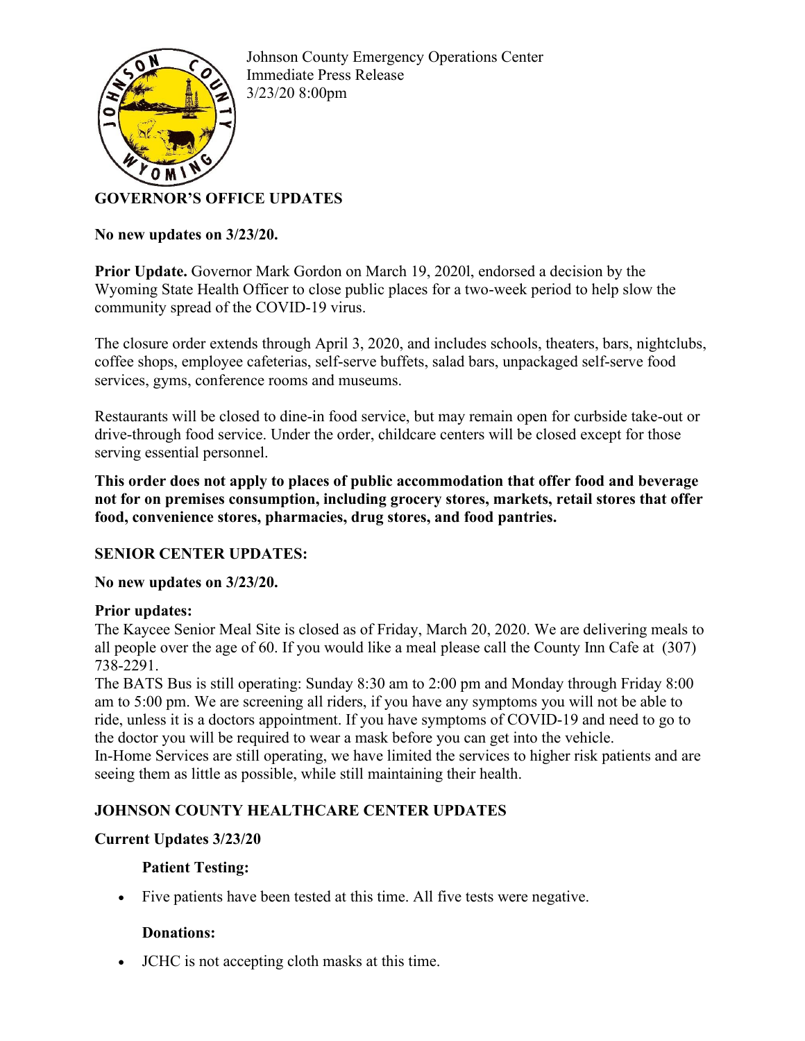Johnson County Emergency Operations Center
Immediate Press Release
3/23/20 8:00pm

## GOVERNOR'S OFFICE UPDATES

**No new updates on 3/23/20.**

**Prior Update.** Governor Mark Gordon on March 19, 2020l, endorsed a decision by the Wyoming State Health Officer to close public places for a two-week period to help slow the community spread of the COVID-19 virus.

The closure order extends through April 3, 2020, and includes schools, theaters, bars, nightclubs, coffee shops, employee cafeterias, self-serve buffets, salad bars, unpackaged self-serve food services, gyms, conference rooms and museums.

Restaurants will be closed to dine-in food service, but may remain open for curbside take-out or drive-through food service. Under the order, childcare centers will be closed except for those serving essential personnel.

**This order does not apply to places of public accommodation that offer food and beverage not for on premises consumption, including grocery stores, markets, retail stores that offer food, convenience stores, pharmacies, drug stores, and food pantries.**

## SENIOR CENTER UPDATES:

**No new updates on 3/23/20.**

**Prior updates:**
The Kaycee Senior Meal Site is closed as of Friday, March 20, 2020. We are delivering meals to all people over the age of 60. If you would like a meal please call the County Inn Cafe at (307) 738-2291.
The BATS Bus is still operating: Sunday 8:30 am to 2:00 pm and Monday through Friday 8:00 am to 5:00 pm. We are screening all riders, if you have any symptoms you will not be able to ride, unless it is a doctors appointment. If you have symptoms of COVID-19 and need to go to the doctor you will be required to wear a mask before you can get into the vehicle.
In-Home Services are still operating, we have limited the services to higher risk patients and are seeing them as little as possible, while still maintaining their health.

## JOHNSON COUNTY HEALTHCARE CENTER UPDATES

**Current Updates 3/23/20**

**Patient Testing:**

- Five patients have been tested at this time. All five tests were negative.

**Donations:**

- JCHC is not accepting cloth masks at this time.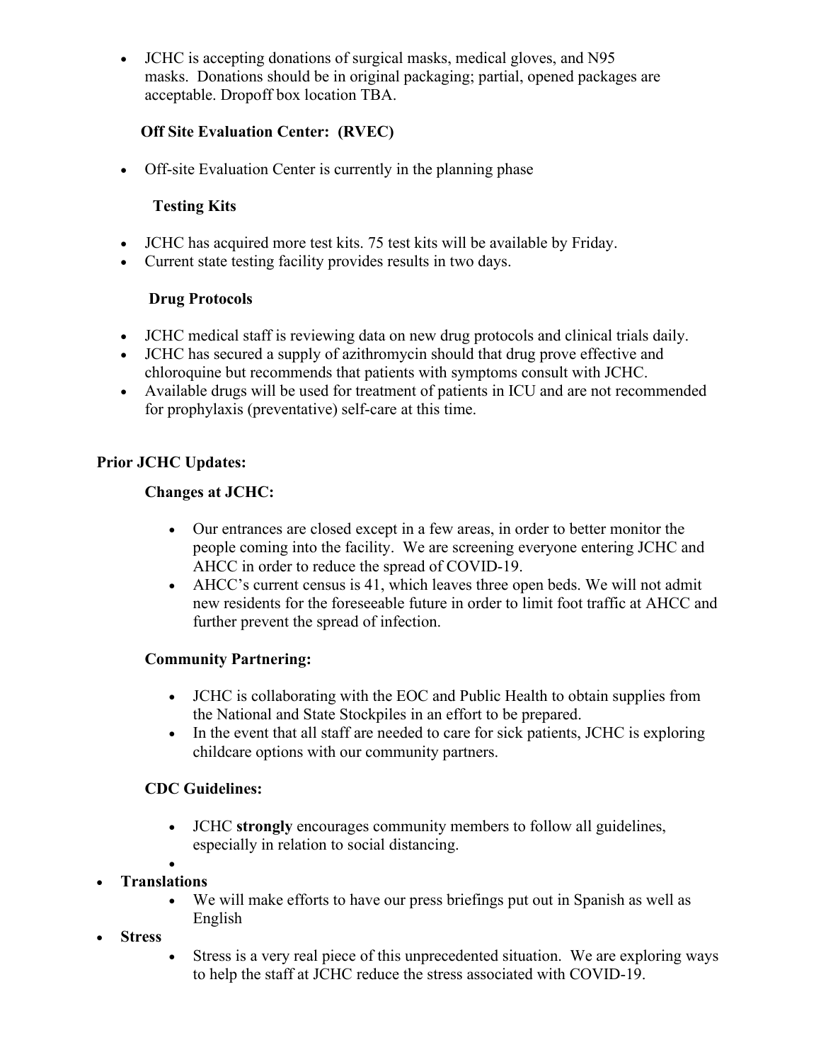- JCHC is accepting donations of surgical masks, medical gloves, and N95 masks. Donations should be in original packaging; partial, opened packages are acceptable. Dropoff box location TBA.

### Off Site Evaluation Center: (RVEC)

- Off-site Evaluation Center is currently in the planning phase

### Testing Kits

- JCHC has acquired more test kits. 75 test kits will be available by Friday.
- Current state testing facility provides results in two days.

### Drug Protocols

- JCHC medical staff is reviewing data on new drug protocols and clinical trials daily.
- JCHC has secured a supply of azithromycin should that drug prove effective and chloroquine but recommends that patients with symptoms consult with JCHC.
- Available drugs will be used for treatment of patients in ICU and are not recommended for prophylaxis (preventative) self-care at this time.

## Prior JCHC Updates:

### Changes at JCHC:

- Our entrances are closed except in a few areas, in order to better monitor the people coming into the facility. We are screening everyone entering JCHC and AHCC in order to reduce the spread of COVID-19.
- AHCC's current census is 41, which leaves three open beds. We will not admit new residents for the foreseeable future in order to limit foot traffic at AHCC and further prevent the spread of infection.

### Community Partnering:

- JCHC is collaborating with the EOC and Public Health to obtain supplies from the National and State Stockpiles in an effort to be prepared.
- In the event that all staff are needed to care for sick patients, JCHC is exploring childcare options with our community partners.

### CDC Guidelines:

- JCHC **strongly** encourages community members to follow all guidelines, especially in relation to social distancing.

- **Translations**
  - We will make efforts to have our press briefings put out in Spanish as well as English
- **Stress**
  - Stress is a very real piece of this unprecedented situation. We are exploring ways to help the staff at JCHC reduce the stress associated with COVID-19.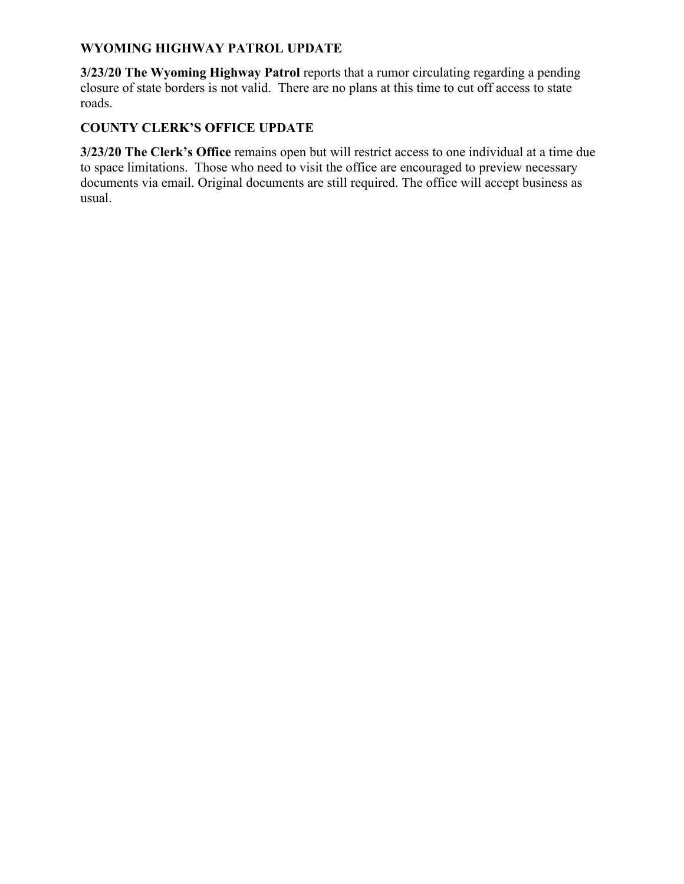## WYOMING HIGHWAY PATROL UPDATE

**3/23/20 The Wyoming Highway Patrol** reports that a rumor circulating regarding a pending closure of state borders is not valid. There are no plans at this time to cut off access to state roads.

## COUNTY CLERK'S OFFICE UPDATE

**3/23/20 The Clerk's Office** remains open but will restrict access to one individual at a time due to space limitations. Those who need to visit the office are encouraged to preview necessary documents via email. Original documents are still required. The office will accept business as usual.